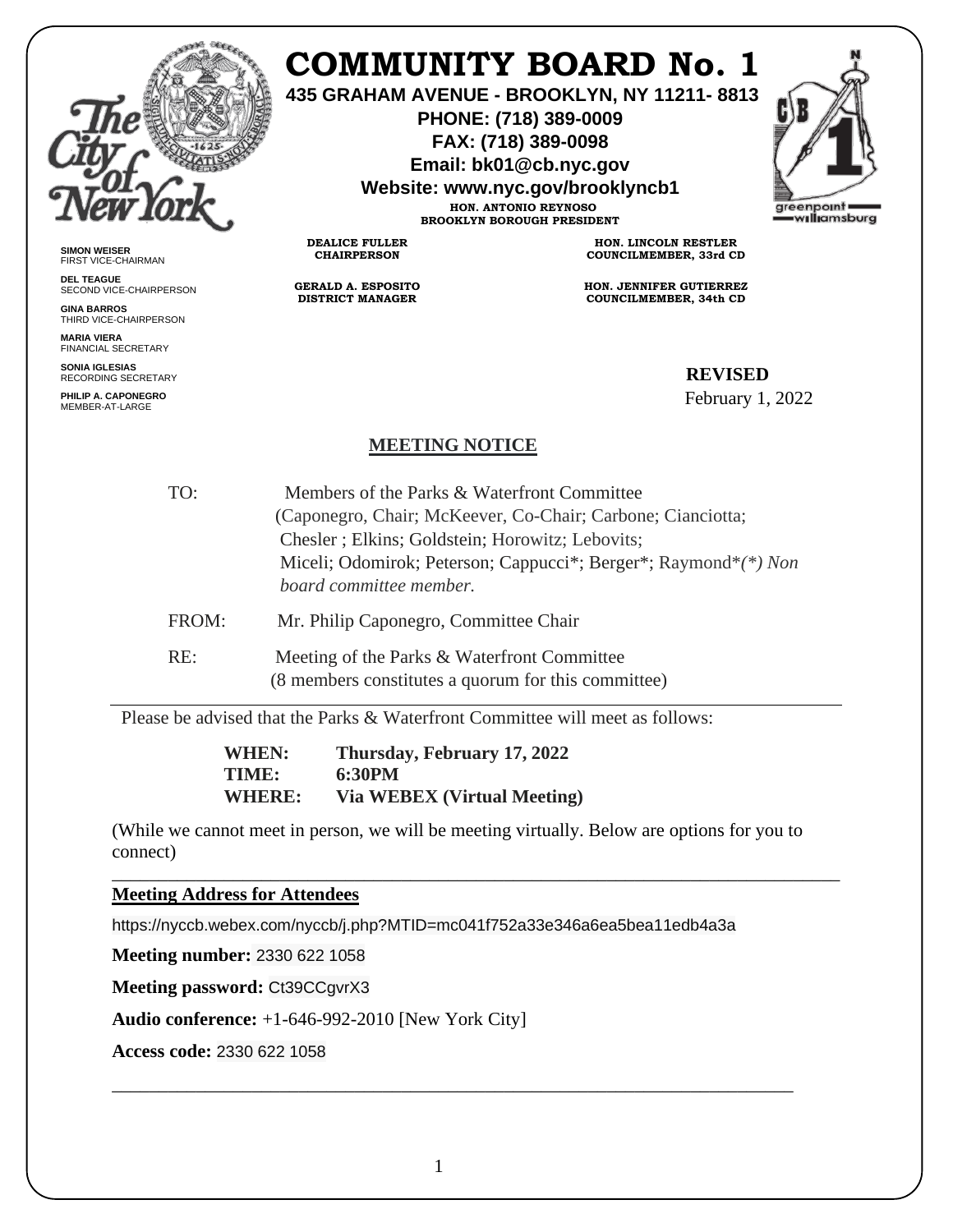# COMMUNITY BOARD No. 1

**435 GRAHAM AVENUE - BROOKLYN, NY 11211- 8813**
**PHONE: (718) 389-0009**
**FAX: (718) 389-0098**
**Email: bk01@cb.nyc.gov**
**Website: www.nyc.gov/brooklyncb1**

**HON. ANTONIO REYNOSO**
**BROOKLYN BOROUGH PRESIDENT**

**DEALICE FULLER**
**CHAIRPERSON**

**GERALD A. ESPOSITO**
**DISTRICT MANAGER**

**HON. LINCOLN RESTLER**
**COUNCILMEMBER, 33rd CD**

**HON. JENNIFER GUTIERREZ**
**COUNCILMEMBER, 34th CD**

**SIMON WEISER**
FIRST VICE-CHAIRMAN

**DEL TEAGUE**
SECOND VICE-CHAIRPERSON

**GINA BARROS**
THIRD VICE-CHAIRPERSON

**MARIA VIERA**
FINANCIAL SECRETARY

**SONIA IGLESIAS**
RECORDING SECRETARY

**PHILIP A. CAPONEGRO**
MEMBER-AT-LARGE

**REVISED**
February 1, 2022

## MEETING NOTICE

TO: Members of the Parks & Waterfront Committee (Caponegro, Chair; McKeever, Co-Chair; Carbone; Cianciotta; Chesler ; Elkins; Goldstein; Horowitz; Lebovits; Miceli; Odomirok; Peterson; Cappucci*; Berger*; Raymond**(*) Non board committee member.*

FROM: Mr. Philip Caponegro, Committee Chair

RE: Meeting of the Parks & Waterfront Committee (8 members constitutes a quorum for this committee)

---

Please be advised that the Parks & Waterfront Committee will meet as follows:

**WHEN:** **Thursday, February 17, 2022**
**TIME:** **6:30PM**
**WHERE:** **Via WEBEX (Virtual Meeting)**

(While we cannot meet in person, we will be meeting virtually. Below are options for you to connect)

---

**Meeting Address for Attendees**

https://nyccb.webex.com/nyccb/j.php?MTID=mc041f752a33e346a6ea5bea11edb4a3a

**Meeting number:** 2330 622 1058

**Meeting password:** Ct39CCgvrX3

**Audio conference:** +1-646-992-2010 [New York City]

**Access code:** 2330 622 1058

---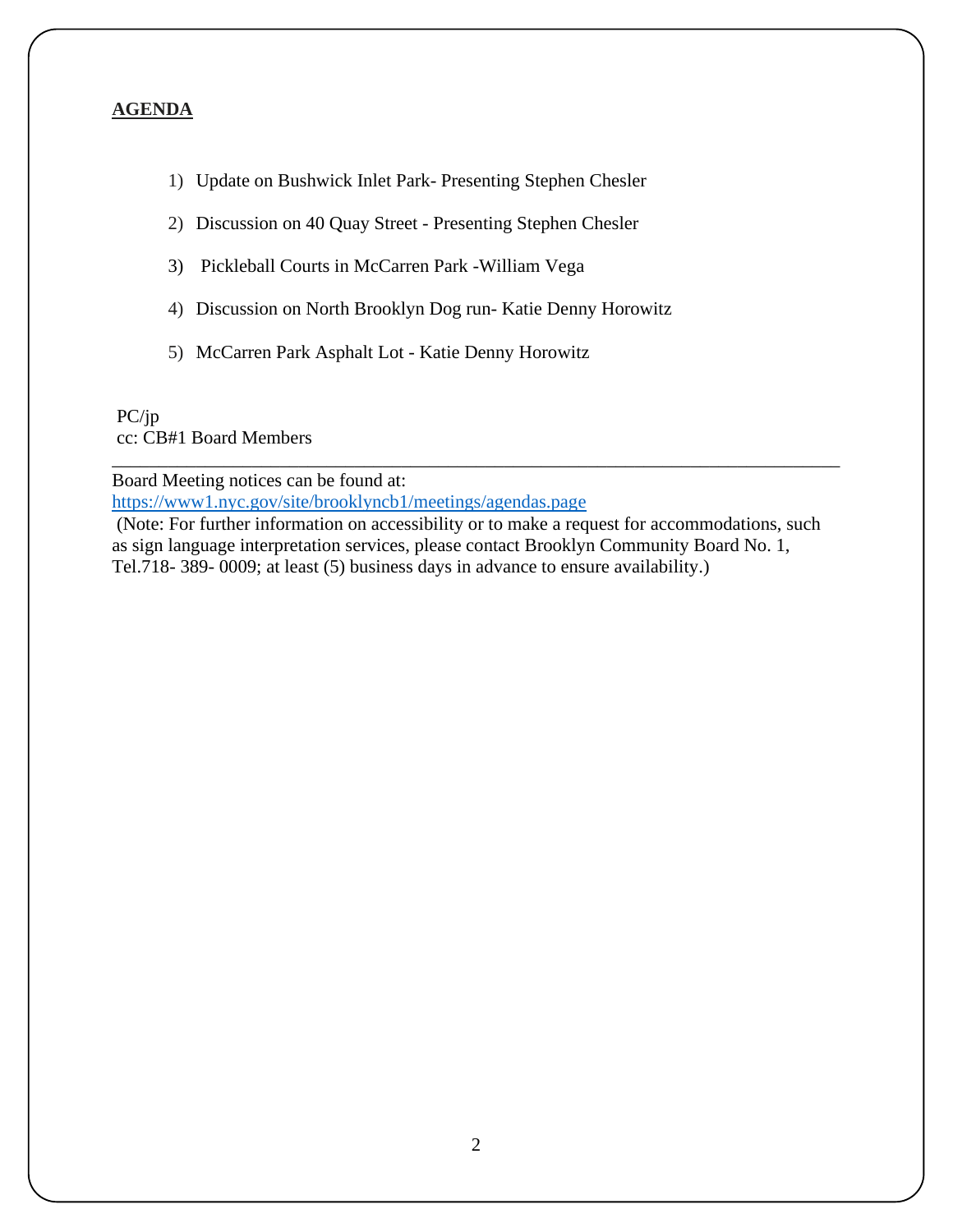**AGENDA**

1) Update on Bushwick Inlet Park- Presenting Stephen Chesler
2) Discussion on 40 Quay Street - Presenting Stephen Chesler
3) Pickleball Courts in McCarren Park -William Vega
4) Discussion on North Brooklyn Dog run- Katie Denny Horowitz
5) McCarren Park Asphalt Lot - Katie Denny Horowitz

PC/jp
cc: CB#1 Board Members

---

Board Meeting notices can be found at:
https://www1.nyc.gov/site/brooklyncb1/meetings/agendas.page
(Note: For further information on accessibility or to make a request for accommodations, such as sign language interpretation services, please contact Brooklyn Community Board No. 1, Tel.718- 389- 0009; at least (5) business days in advance to ensure availability.)